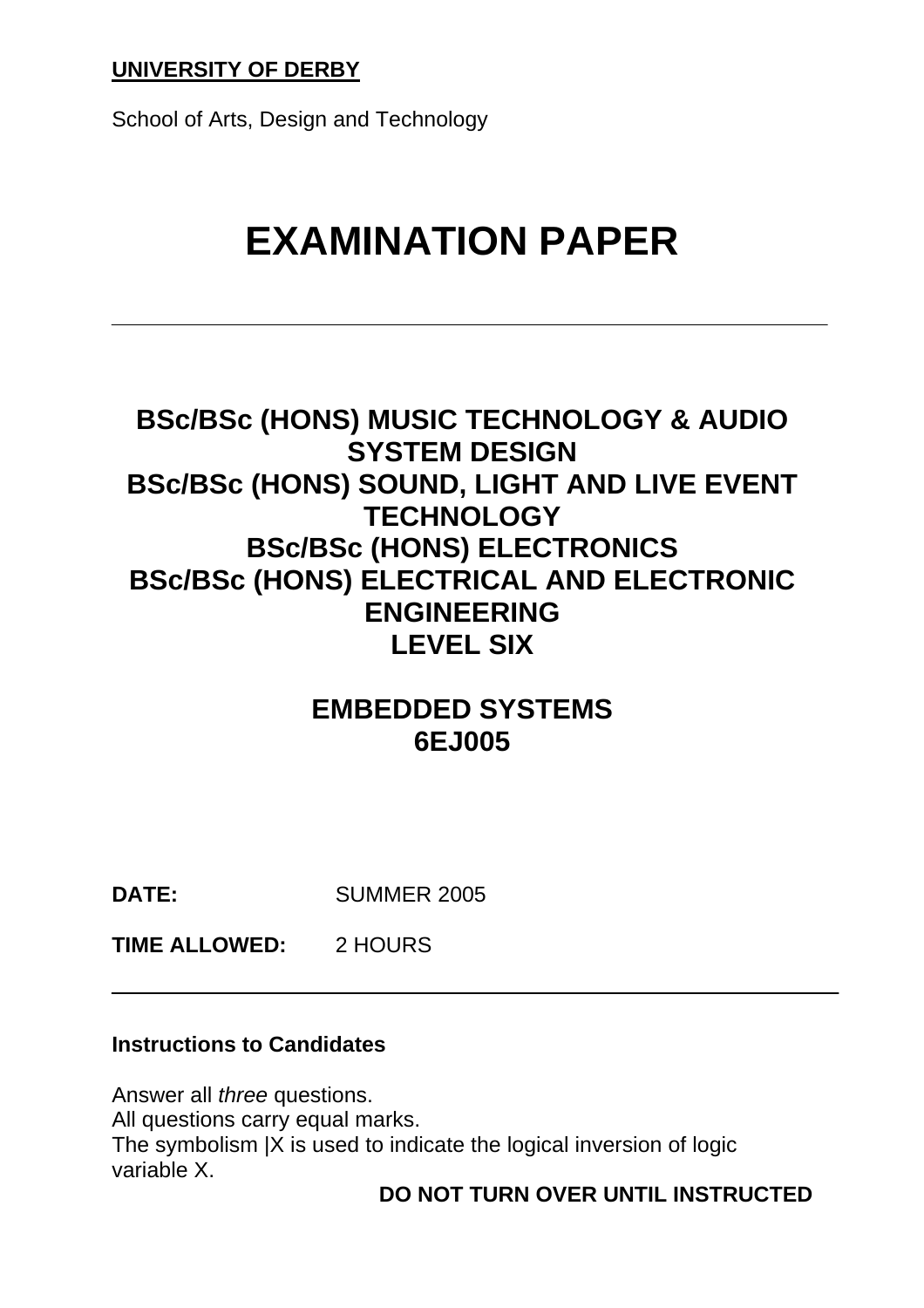**UNIVERSITY OF DERBY**

School of Arts, Design and Technology

# EXAMINATION PAPER

---

## BSc/BSc (HONS) MUSIC TECHNOLOGY & AUDIO SYSTEM DESIGN
## BSc/BSc (HONS) SOUND, LIGHT AND LIVE EVENT TECHNOLOGY
## BSc/BSc (HONS) ELECTRONICS
## BSc/BSc (HONS) ELECTRICAL AND ELECTRONIC ENGINEERING
## LEVEL SIX

## EMBEDDED SYSTEMS
## 6EJ005

**DATE:** SUMMER 2005

**TIME ALLOWED:** 2 HOURS

---

**Instructions to Candidates**

Answer all *three* questions.
All questions carry equal marks.
The symbolism |X is used to indicate the logical inversion of logic variable X.

**DO NOT TURN OVER UNTIL INSTRUCTED**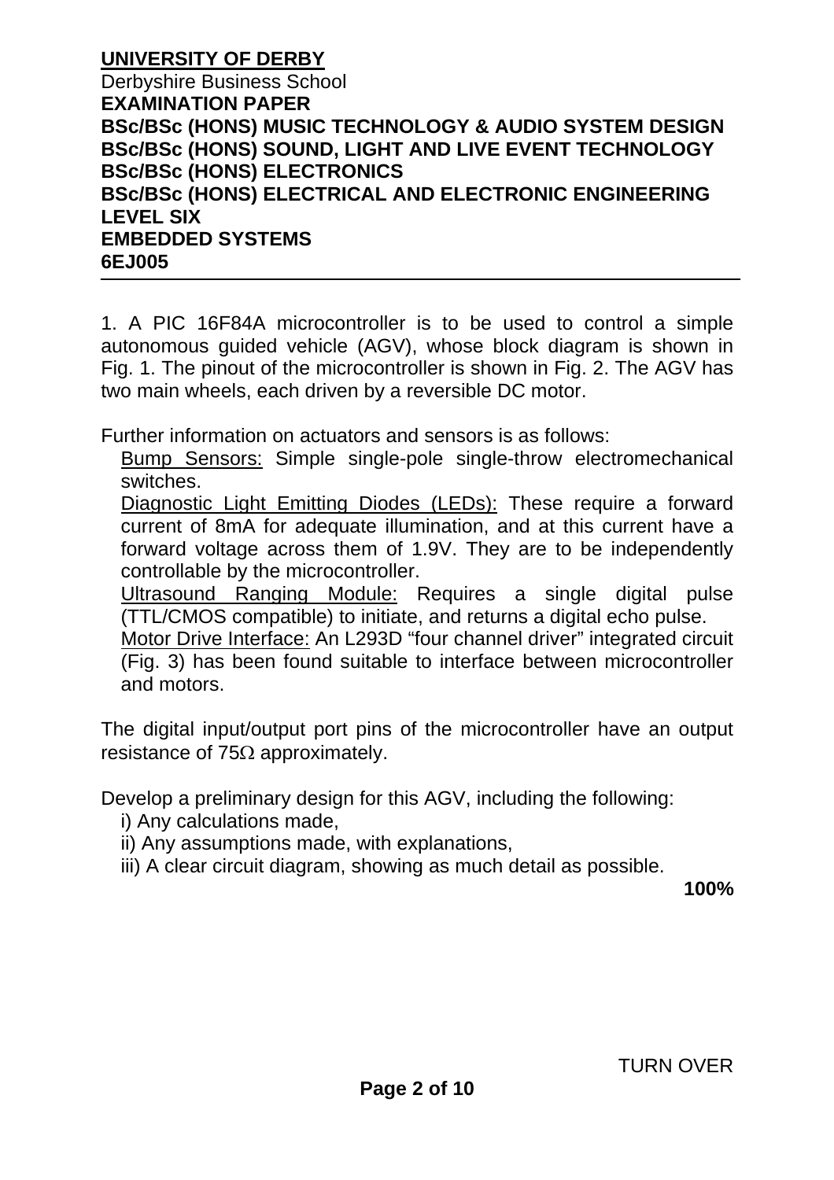**UNIVERSITY OF DERBY**
Derbyshire Business School
**EXAMINATION PAPER**
**BSc/BSc (HONS) MUSIC TECHNOLOGY & AUDIO SYSTEM DESIGN**
**BSc/BSc (HONS) SOUND, LIGHT AND LIVE EVENT TECHNOLOGY**
**BSc/BSc (HONS) ELECTRONICS**
**BSc/BSc (HONS) ELECTRICAL AND ELECTRONIC ENGINEERING**
**LEVEL SIX**
**EMBEDDED SYSTEMS**
**6EJ005**

---

1. A PIC 16F84A microcontroller is to be used to control a simple autonomous guided vehicle (AGV), whose block diagram is shown in Fig. 1. The pinout of the microcontroller is shown in Fig. 2. The AGV has two main wheels, each driven by a reversible DC motor.

Further information on actuators and sensors is as follows:

Bump Sensors: Simple single-pole single-throw electromechanical switches.

Diagnostic Light Emitting Diodes (LEDs): These require a forward current of 8mA for adequate illumination, and at this current have a forward voltage across them of 1.9V. They are to be independently controllable by the microcontroller.

Ultrasound Ranging Module: Requires a single digital pulse (TTL/CMOS compatible) to initiate, and returns a digital echo pulse.

Motor Drive Interface: An L293D "four channel driver" integrated circuit (Fig. 3) has been found suitable to interface between microcontroller and motors.

The digital input/output port pins of the microcontroller have an output resistance of 75Ω approximately.

Develop a preliminary design for this AGV, including the following:

i) Any calculations made,

ii) Any assumptions made, with explanations,

iii) A clear circuit diagram, showing as much detail as possible.

**100%**

TURN OVER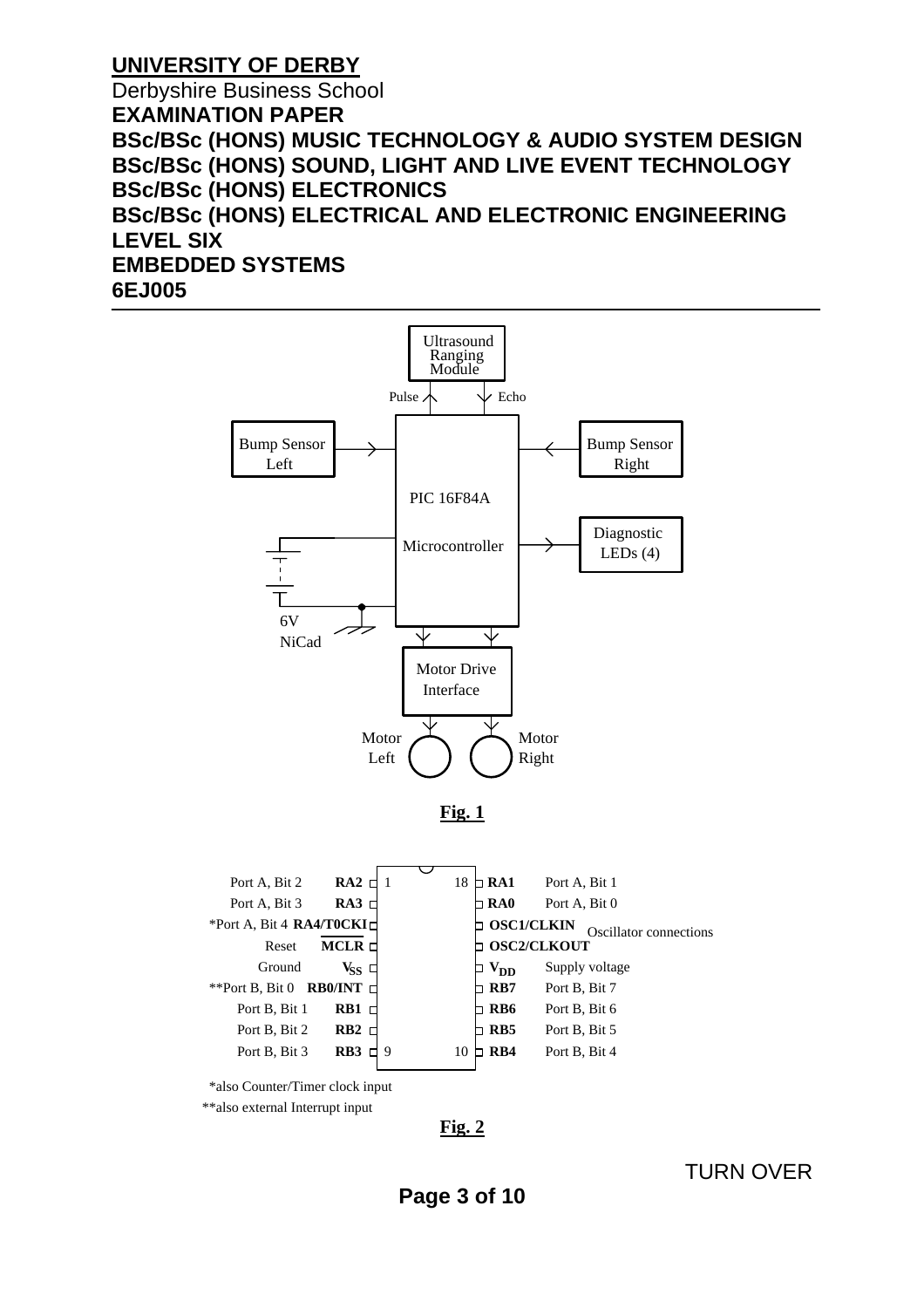**UNIVERSITY OF DERBY**
Derbyshire Business School
**EXAMINATION PAPER**
**BSc/BSc (HONS) MUSIC TECHNOLOGY & AUDIO SYSTEM DESIGN**
**BSc/BSc (HONS) SOUND, LIGHT AND LIVE EVENT TECHNOLOGY**
**BSc/BSc (HONS) ELECTRONICS**
**BSc/BSc (HONS) ELECTRICAL AND ELECTRONIC ENGINEERING**
**LEVEL SIX**
**EMBEDDED SYSTEMS**
**6EJ005**

---

Ultrasound Ranging Module

Pulse — Echo

Bump Sensor Left — PIC 16F84A Microcontroller — Bump Sensor Right

Diagnostic LEDs (4)

6V NiCad

Motor Drive Interface

Motor Left — Motor Right

**Fig. 1**

| Function | Pin name | Pin | Pin | Pin name | Function |
|---|---|---|---|---|---|
| Port A, Bit 2 | **RA2** | 1 | 18 | **RA1** | Port A, Bit 1 |
| Port A, Bit 3 | **RA3** | | | **RA0** | Port A, Bit 0 |
| *Port A, Bit 4 | **RA4/T0CKI** | | | **OSC1/CLKIN** | Oscillator connections |
| Reset | **MCLR** | | | **OSC2/CLKOUT** | |
| Ground | **$V_{SS}$** | | | **$V_{DD}$** | Supply voltage |
| **Port B, Bit 0 | **RB0/INT** | | | **RB7** | Port B, Bit 7 |
| Port B, Bit 1 | **RB1** | | | **RB6** | Port B, Bit 6 |
| Port B, Bit 2 | **RB2** | | | **RB5** | Port B, Bit 5 |
| Port B, Bit 3 | **RB3** | 9 | 10 | **RB4** | Port B, Bit 4 |

*also Counter/Timer clock input

**also external Interrupt input

**Fig. 2**

TURN OVER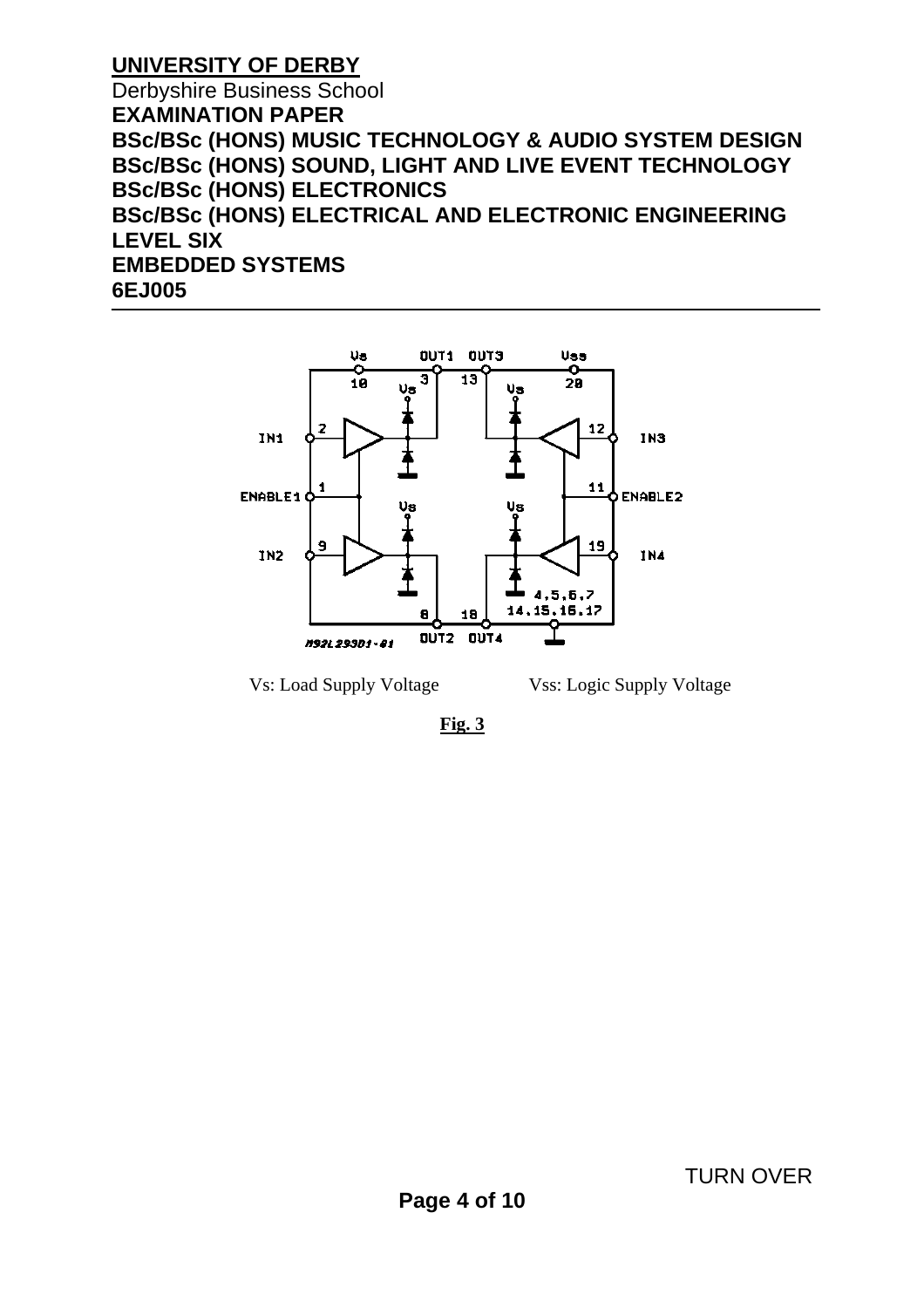Vs: Load Supply Voltage        Vss: Logic Supply Voltage

**Fig. 3**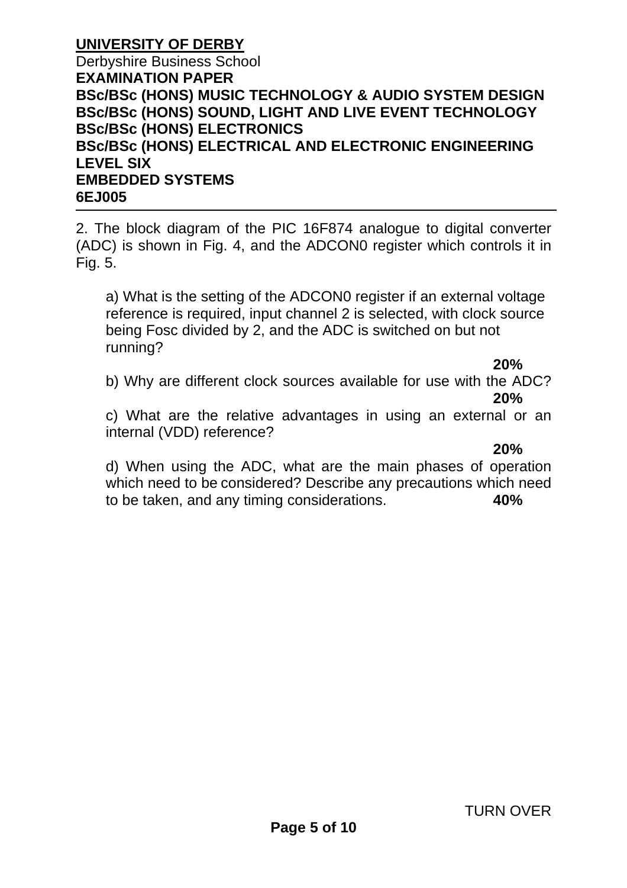**UNIVERSITY OF DERBY**
Derbyshire Business School
**EXAMINATION PAPER**
**BSc/BSc (HONS) MUSIC TECHNOLOGY & AUDIO SYSTEM DESIGN**
**BSc/BSc (HONS) SOUND, LIGHT AND LIVE EVENT TECHNOLOGY**
**BSc/BSc (HONS) ELECTRONICS**
**BSc/BSc (HONS) ELECTRICAL AND ELECTRONIC ENGINEERING**
**LEVEL SIX**
**EMBEDDED SYSTEMS**
**6EJ005**

---

2. The block diagram of the PIC 16F874 analogue to digital converter (ADC) is shown in Fig. 4, and the ADCON0 register which controls it in Fig. 5.

a) What is the setting of the ADCON0 register if an external voltage reference is required, input channel 2 is selected, with clock source being Fosc divided by 2, and the ADC is switched on but not running?

**20%**

b) Why are different clock sources available for use with the ADC?

**20%**

c) What are the relative advantages in using an external or an internal (VDD) reference?

**20%**

d) When using the ADC, what are the main phases of operation which need to be considered? Describe any precautions which need to be taken, and any timing considerations. **40%**

TURN OVER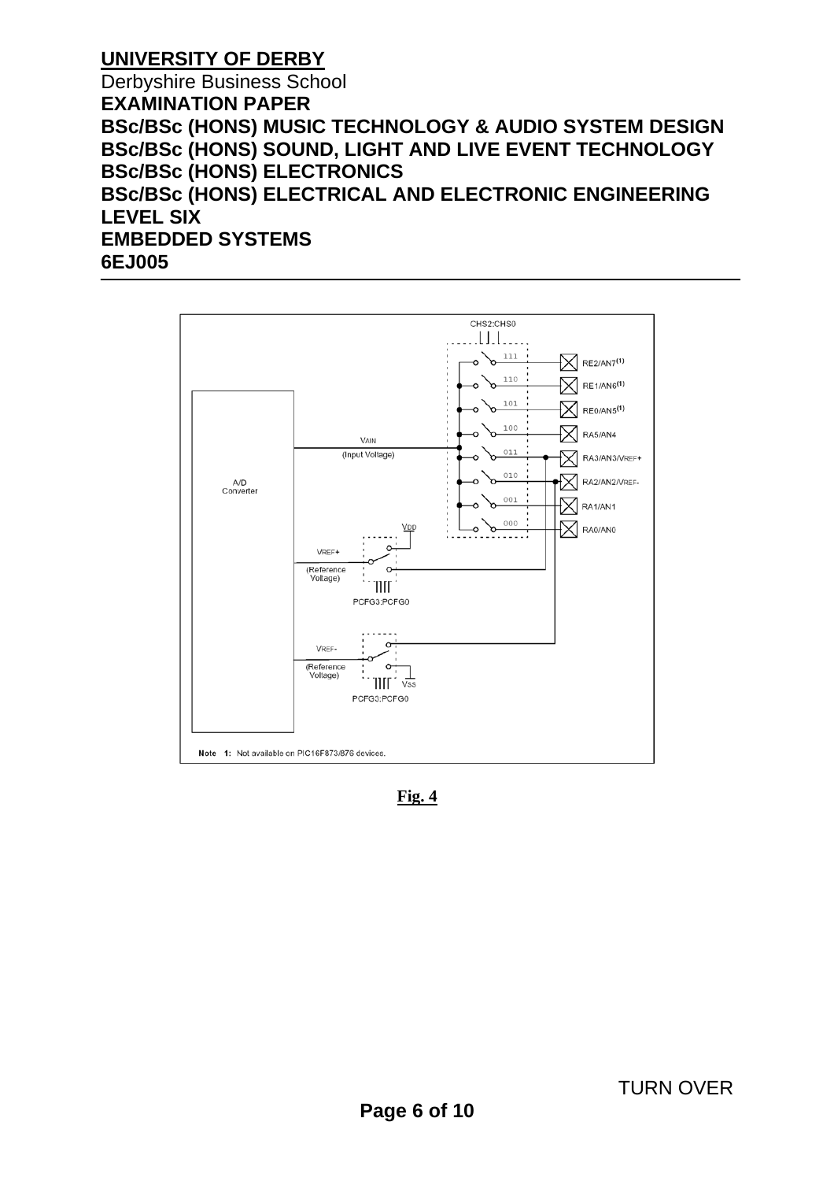**UNIVERSITY OF DERBY**
Derbyshire Business School
**EXAMINATION PAPER**
**BSc/BSc (HONS) MUSIC TECHNOLOGY & AUDIO SYSTEM DESIGN**
**BSc/BSc (HONS) SOUND, LIGHT AND LIVE EVENT TECHNOLOGY**
**BSc/BSc (HONS) ELECTRONICS**
**BSc/BSc (HONS) ELECTRICAL AND ELECTRONIC ENGINEERING**
**LEVEL SIX**
**EMBEDDED SYSTEMS**
**6EJ005**

CHS2:CHS0

111 RE2/AN7[1]
110 RE1/AN6[1]
101 RE0/AN5[1]
100 RA5/AN4
011 RA3/AN3/VREF+
010 RA2/AN2/VREF-
001 RA1/AN1
000 RA0/AN0

A/D Converter

VAIN (Input Voltage)

VDD

VREF+ (Reference Voltage)

PCFG3:PCFG0

VREF- (Reference Voltage)

VSS

PCFG3:PCFG0

Note 1: Not available on PIC16F873/876 devices.

**Fig. 4**

TURN OVER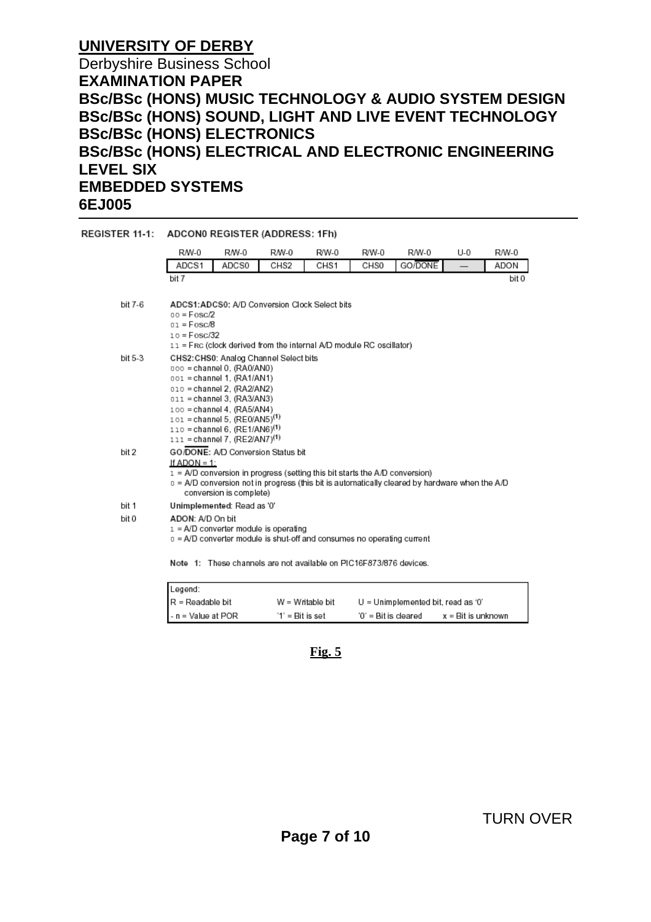**UNIVERSITY OF DERBY**
Derbyshire Business School
**EXAMINATION PAPER**
**BSc/BSc (HONS) MUSIC TECHNOLOGY & AUDIO SYSTEM DESIGN**
**BSc/BSc (HONS) SOUND, LIGHT AND LIVE EVENT TECHNOLOGY**
**BSc/BSc (HONS) ELECTRONICS**
**BSc/BSc (HONS) ELECTRICAL AND ELECTRONIC ENGINEERING**
**LEVEL SIX**
**EMBEDDED SYSTEMS**
**6EJ005**

---

**REGISTER 11-1: ADCON0 REGISTER (ADDRESS: 1Fh)**

| R/W-0 | R/W-0 | R/W-0 | R/W-0 | R/W-0 | R/W-0 | U-0 | R/W-0 |
|---|---|---|---|---|---|---|---|
| ADCS1 | ADCS0 | CHS2 | CHS1 | CHS0 | GO/$\overline{\text{DONE}}$ | — | ADON |
| bit 7 | | | | | | | bit 0 |

bit 7-6 **ADCS1:ADCS0**: A/D Conversion Clock Select bits
- 00 = Fosc/2
- 01 = Fosc/8
- 10 = Fosc/32
- 11 = FRC (clock derived from the internal A/D module RC oscillator)

bit 5-3 **CHS2:CHS0**: Analog Channel Select bits
- 000 = channel 0, (RA0/AN0)
- 001 = channel 1, (RA1/AN1)
- 010 = channel 2, (RA2/AN2)
- 011 = channel 3, (RA3/AN3)
- 100 = channel 4, (RA5/AN4)
- 101 = channel 5, (RE0/AN5)[(1)]
- 110 = channel 6, (RE1/AN6)[(1)]
- 111 = channel 7, (RE2/AN7)[(1)]

bit 2 **GO/$\overline{\text{DONE}}$**: A/D Conversion Status bit
If ADON = 1:
- 1 = A/D conversion in progress (setting this bit starts the A/D conversion)
- 0 = A/D conversion not in progress (this bit is automatically cleared by hardware when the A/D conversion is complete)

bit 1 **Unimplemented**: Read as '0'

bit 0 **ADON**: A/D On bit
- 1 = A/D converter module is operating
- 0 = A/D converter module is shut-off and consumes no operating current

**Note 1:** These channels are not available on PIC16F873/876 devices.

| Legend: | | | |
|---|---|---|---|
| R = Readable bit | W = Writable bit | U = Unimplemented bit, read as '0' | |
| - n = Value at POR | '1' = Bit is set | '0' = Bit is cleared | x = Bit is unknown |

**Fig. 5**

TURN OVER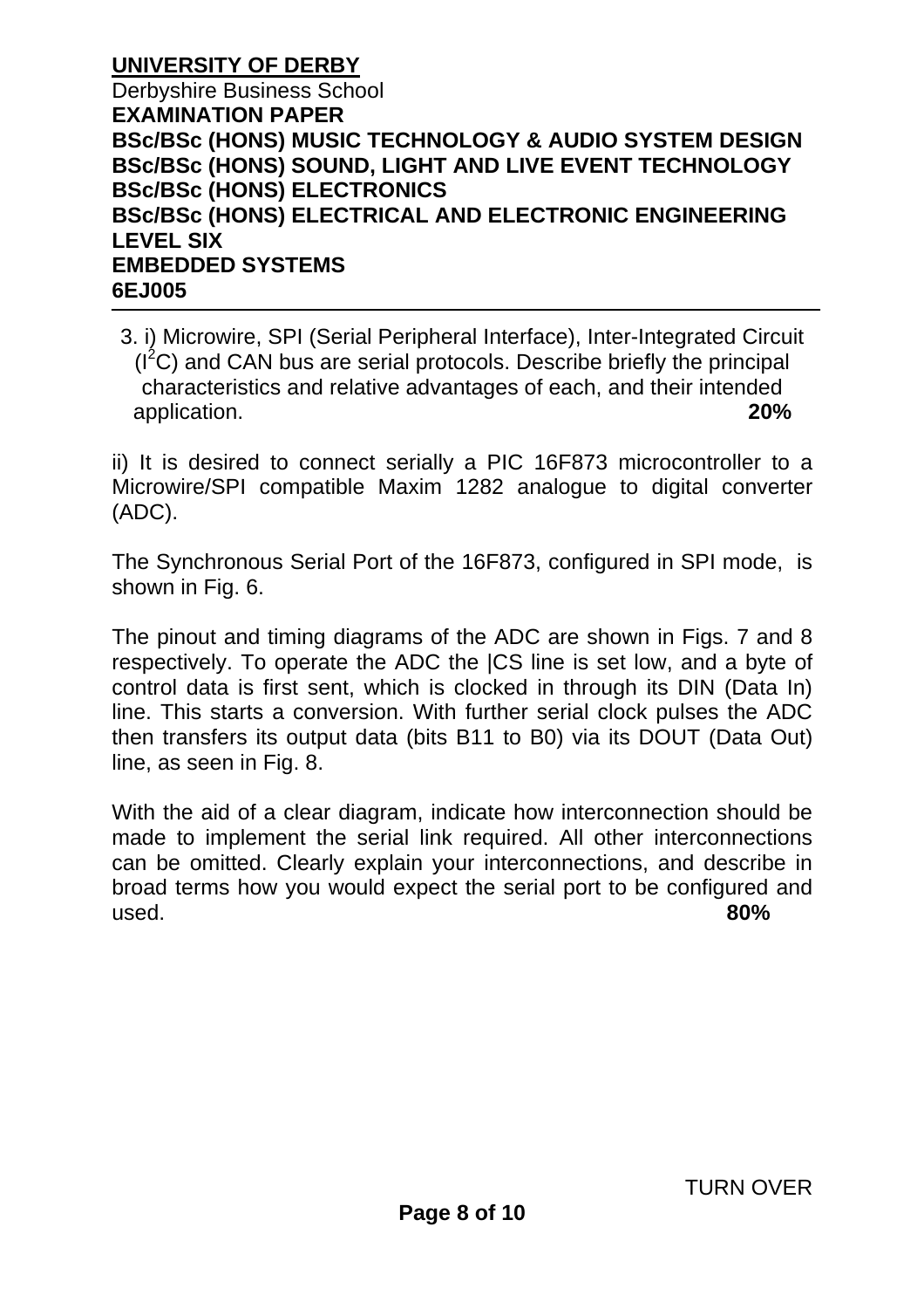**UNIVERSITY OF DERBY**
Derbyshire Business School
**EXAMINATION PAPER**
**BSc/BSc (HONS) MUSIC TECHNOLOGY & AUDIO SYSTEM DESIGN**
**BSc/BSc (HONS) SOUND, LIGHT AND LIVE EVENT TECHNOLOGY**
**BSc/BSc (HONS) ELECTRONICS**
**BSc/BSc (HONS) ELECTRICAL AND ELECTRONIC ENGINEERING**
**LEVEL SIX**
**EMBEDDED SYSTEMS**
**6EJ005**

---

3. i) Microwire, SPI (Serial Peripheral Interface), Inter-Integrated Circuit ($I^2C$) and CAN bus are serial protocols. Describe briefly the principal characteristics and relative advantages of each, and their intended application. **20%**

ii) It is desired to connect serially a PIC 16F873 microcontroller to a Microwire/SPI compatible Maxim 1282 analogue to digital converter (ADC).

The Synchronous Serial Port of the 16F873, configured in SPI mode, is shown in Fig. 6.

The pinout and timing diagrams of the ADC are shown in Figs. 7 and 8 respectively. To operate the ADC the |CS line is set low, and a byte of control data is first sent, which is clocked in through its DIN (Data In) line. This starts a conversion. With further serial clock pulses the ADC then transfers its output data (bits B11 to B0) via its DOUT (Data Out) line, as seen in Fig. 8.

With the aid of a clear diagram, indicate how interconnection should be made to implement the serial link required. All other interconnections can be omitted. Clearly explain your interconnections, and describe in broad terms how you would expect the serial port to be configured and used. **80%**

TURN OVER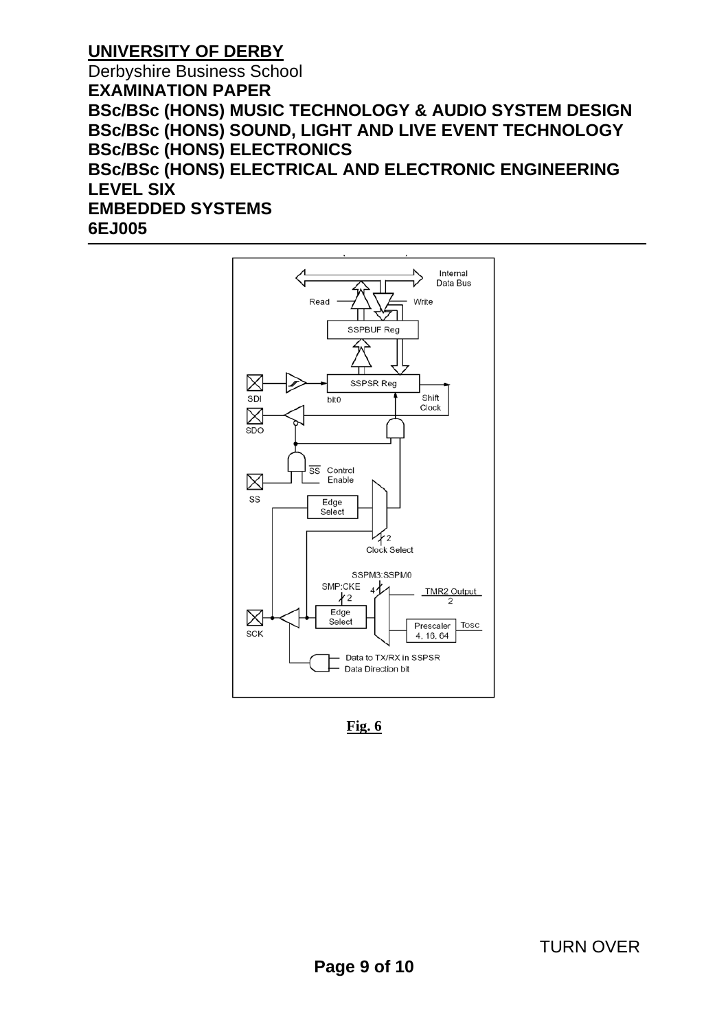**Fig. 6**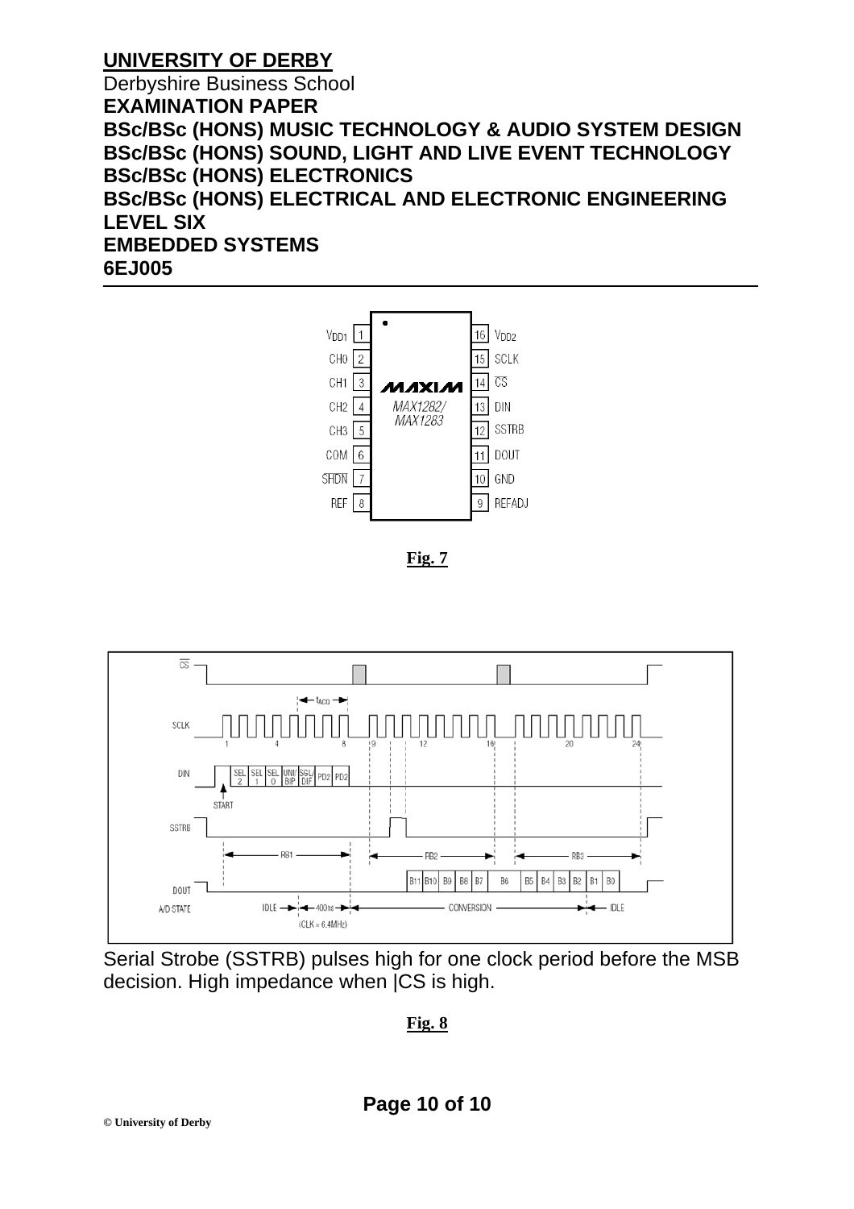**UNIVERSITY OF DERBY**
Derbyshire Business School
**EXAMINATION PAPER**
**BSc/BSc (HONS) MUSIC TECHNOLOGY & AUDIO SYSTEM DESIGN**
**BSc/BSc (HONS) SOUND, LIGHT AND LIVE EVENT TECHNOLOGY**
**BSc/BSc (HONS) ELECTRONICS**
**BSc/BSc (HONS) ELECTRICAL AND ELECTRONIC ENGINEERING**
**LEVEL SIX**
**EMBEDDED SYSTEMS**
**6EJ005**

---

MAXIM
MAX1282/
MAX1283

$V_{DD1}$ 1
CH0 2
CH1 3
CH2 4
CH3 5
COM 6
SHDN 7
REF 8

16 $V_{DD2}$
15 SCLK
14 CS
13 DIN
12 SSTRB
11 DOUT
10 GND
9 REFADJ

**Fig. 7**

CS
SCLK
$t_{ACQ}$
1 4 8 9 12 16 20 24
DIN
SEL 2 SEL 1 SEL 0 UNI/BIP SGL/DIF PD2 PD2
START
SSTRB
RB1 RB2 RB3
DOUT
B11 B10 B9 B8 B7 B6 B5 B4 B3 B2 B1 B0
A/D STATE
IDLE 400ns CONVERSION IDLE
(CLK = 6.4MHz)

Serial Strobe (SSTRB) pulses high for one clock period before the MSB decision. High impedance when |CS is high.

**Fig. 8**